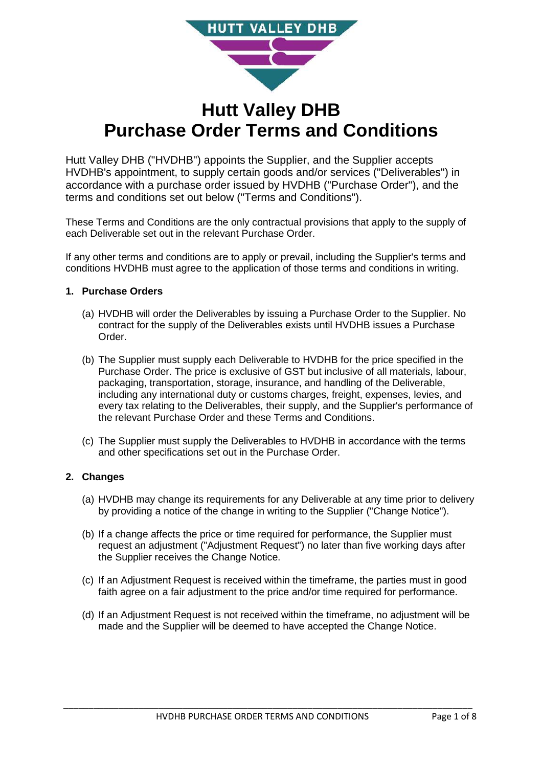# Hutt Valley DHB
# Purchase Order Terms and Conditions

Hutt Valley DHB ("HVDHB") appoints the Supplier, and the Supplier accepts HVDHB's appointment, to supply certain goods and/or services ("Deliverables") in accordance with a purchase order issued by HVDHB ("Purchase Order"), and the terms and conditions set out below ("Terms and Conditions").

These Terms and Conditions are the only contractual provisions that apply to the supply of each Deliverable set out in the relevant Purchase Order.

If any other terms and conditions are to apply or prevail, including the Supplier's terms and conditions HVDHB must agree to the application of those terms and conditions in writing.

## 1. Purchase Orders

(a) HVDHB will order the Deliverables by issuing a Purchase Order to the Supplier. No contract for the supply of the Deliverables exists until HVDHB issues a Purchase Order.

(b) The Supplier must supply each Deliverable to HVDHB for the price specified in the Purchase Order. The price is exclusive of GST but inclusive of all materials, labour, packaging, transportation, storage, insurance, and handling of the Deliverable, including any international duty or customs charges, freight, expenses, levies, and every tax relating to the Deliverables, their supply, and the Supplier's performance of the relevant Purchase Order and these Terms and Conditions.

(c) The Supplier must supply the Deliverables to HVDHB in accordance with the terms and other specifications set out in the Purchase Order.

## 2. Changes

(a) HVDHB may change its requirements for any Deliverable at any time prior to delivery by providing a notice of the change in writing to the Supplier ("Change Notice").

(b) If a change affects the price or time required for performance, the Supplier must request an adjustment ("Adjustment Request") no later than five working days after the Supplier receives the Change Notice.

(c) If an Adjustment Request is received within the timeframe, the parties must in good faith agree on a fair adjustment to the price and/or time required for performance.

(d) If an Adjustment Request is not received within the timeframe, no adjustment will be made and the Supplier will be deemed to have accepted the Change Notice.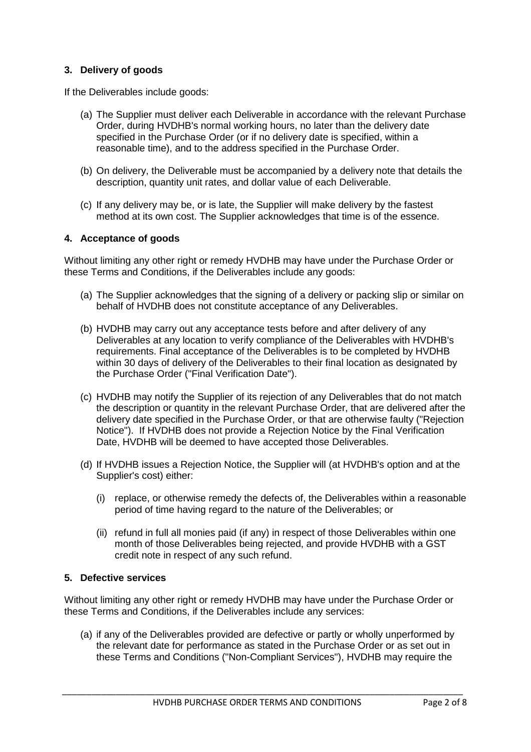## 3. Delivery of goods

If the Deliverables include goods:

(a) The Supplier must deliver each Deliverable in accordance with the relevant Purchase Order, during HVDHB's normal working hours, no later than the delivery date specified in the Purchase Order (or if no delivery date is specified, within a reasonable time), and to the address specified in the Purchase Order.

(b) On delivery, the Deliverable must be accompanied by a delivery note that details the description, quantity unit rates, and dollar value of each Deliverable.

(c) If any delivery may be, or is late, the Supplier will make delivery by the fastest method at its own cost. The Supplier acknowledges that time is of the essence.

## 4. Acceptance of goods

Without limiting any other right or remedy HVDHB may have under the Purchase Order or these Terms and Conditions, if the Deliverables include any goods:

(a) The Supplier acknowledges that the signing of a delivery or packing slip or similar on behalf of HVDHB does not constitute acceptance of any Deliverables.

(b) HVDHB may carry out any acceptance tests before and after delivery of any Deliverables at any location to verify compliance of the Deliverables with HVDHB's requirements. Final acceptance of the Deliverables is to be completed by HVDHB within 30 days of delivery of the Deliverables to their final location as designated by the Purchase Order ("Final Verification Date").

(c) HVDHB may notify the Supplier of its rejection of any Deliverables that do not match the description or quantity in the relevant Purchase Order, that are delivered after the delivery date specified in the Purchase Order, or that are otherwise faulty ("Rejection Notice"). If HVDHB does not provide a Rejection Notice by the Final Verification Date, HVDHB will be deemed to have accepted those Deliverables.

(d) If HVDHB issues a Rejection Notice, the Supplier will (at HVDHB's option and at the Supplier's cost) either:

   (i) replace, or otherwise remedy the defects of, the Deliverables within a reasonable period of time having regard to the nature of the Deliverables; or

   (ii) refund in full all monies paid (if any) in respect of those Deliverables within one month of those Deliverables being rejected, and provide HVDHB with a GST credit note in respect of any such refund.

## 5. Defective services

Without limiting any other right or remedy HVDHB may have under the Purchase Order or these Terms and Conditions, if the Deliverables include any services:

(a) if any of the Deliverables provided are defective or partly or wholly unperformed by the relevant date for performance as stated in the Purchase Order or as set out in these Terms and Conditions ("Non-Compliant Services"), HVDHB may require the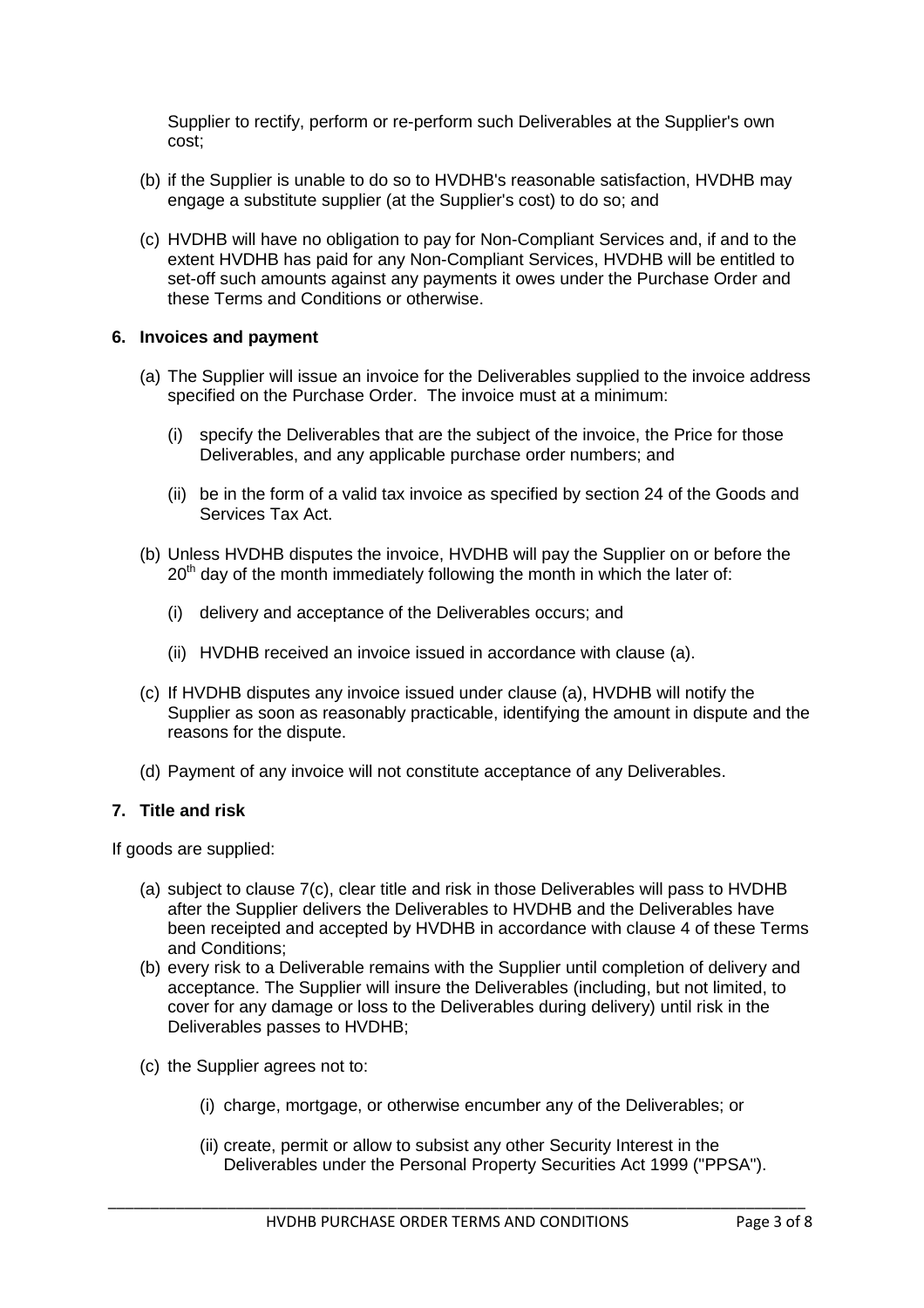Supplier to rectify, perform or re-perform such Deliverables at the Supplier's own cost;

(b) if the Supplier is unable to do so to HVDHB's reasonable satisfaction, HVDHB may engage a substitute supplier (at the Supplier's cost) to do so; and

(c) HVDHB will have no obligation to pay for Non-Compliant Services and, if and to the extent HVDHB has paid for any Non-Compliant Services, HVDHB will be entitled to set-off such amounts against any payments it owes under the Purchase Order and these Terms and Conditions or otherwise.

**6. Invoices and payment**

(a) The Supplier will issue an invoice for the Deliverables supplied to the invoice address specified on the Purchase Order. The invoice must at a minimum:

(i) specify the Deliverables that are the subject of the invoice, the Price for those Deliverables, and any applicable purchase order numbers; and

(ii) be in the form of a valid tax invoice as specified by section 24 of the Goods and Services Tax Act.

(b) Unless HVDHB disputes the invoice, HVDHB will pay the Supplier on or before the 20th day of the month immediately following the month in which the later of:

(i) delivery and acceptance of the Deliverables occurs; and

(ii) HVDHB received an invoice issued in accordance with clause (a).

(c) If HVDHB disputes any invoice issued under clause (a), HVDHB will notify the Supplier as soon as reasonably practicable, identifying the amount in dispute and the reasons for the dispute.

(d) Payment of any invoice will not constitute acceptance of any Deliverables.

**7. Title and risk**

If goods are supplied:

(a) subject to clause 7(c), clear title and risk in those Deliverables will pass to HVDHB after the Supplier delivers the Deliverables to HVDHB and the Deliverables have been receipted and accepted by HVDHB in accordance with clause 4 of these Terms and Conditions;

(b) every risk to a Deliverable remains with the Supplier until completion of delivery and acceptance. The Supplier will insure the Deliverables (including, but not limited, to cover for any damage or loss to the Deliverables during delivery) until risk in the Deliverables passes to HVDHB;

(c) the Supplier agrees not to:

(i) charge, mortgage, or otherwise encumber any of the Deliverables; or

(ii) create, permit or allow to subsist any other Security Interest in the Deliverables under the Personal Property Securities Act 1999 ("PPSA").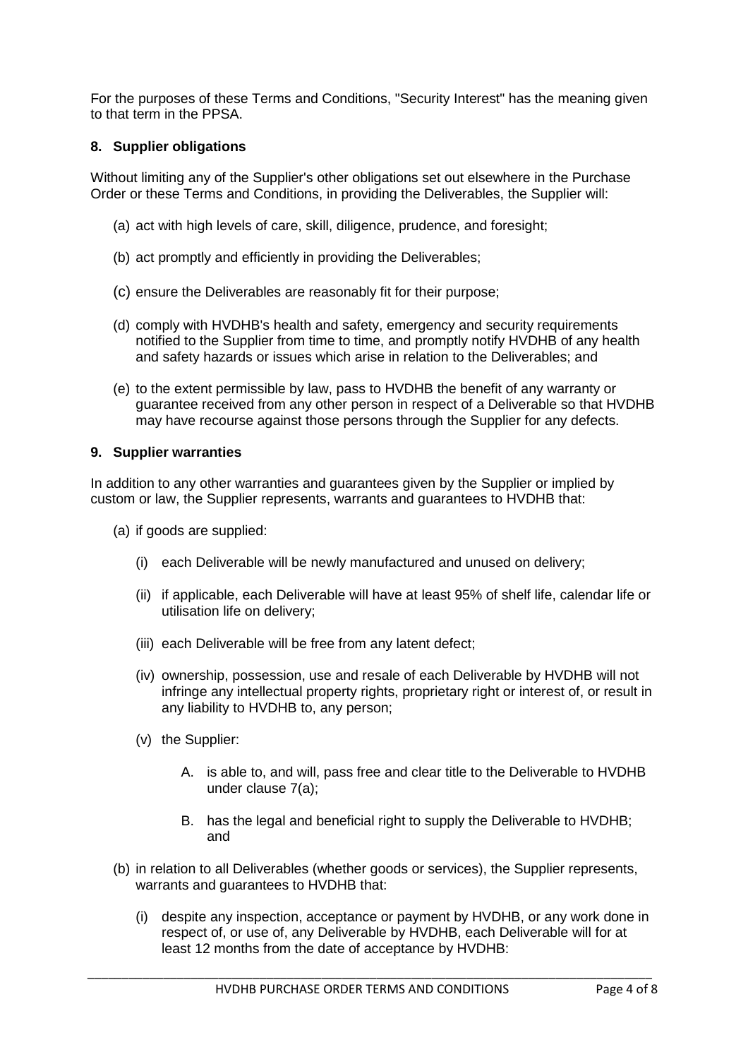For the purposes of these Terms and Conditions, "Security Interest" has the meaning given to that term in the PPSA.

### 8. Supplier obligations

Without limiting any of the Supplier's other obligations set out elsewhere in the Purchase Order or these Terms and Conditions, in providing the Deliverables, the Supplier will:

(a) act with high levels of care, skill, diligence, prudence, and foresight;

(b) act promptly and efficiently in providing the Deliverables;

(c) ensure the Deliverables are reasonably fit for their purpose;

(d) comply with HVDHB's health and safety, emergency and security requirements notified to the Supplier from time to time, and promptly notify HVDHB of any health and safety hazards or issues which arise in relation to the Deliverables; and

(e) to the extent permissible by law, pass to HVDHB the benefit of any warranty or guarantee received from any other person in respect of a Deliverable so that HVDHB may have recourse against those persons through the Supplier for any defects.

### 9. Supplier warranties

In addition to any other warranties and guarantees given by the Supplier or implied by custom or law, the Supplier represents, warrants and guarantees to HVDHB that:

(a) if goods are supplied:

(i) each Deliverable will be newly manufactured and unused on delivery;

(ii) if applicable, each Deliverable will have at least 95% of shelf life, calendar life or utilisation life on delivery;

(iii) each Deliverable will be free from any latent defect;

(iv) ownership, possession, use and resale of each Deliverable by HVDHB will not infringe any intellectual property rights, proprietary right or interest of, or result in any liability to HVDHB to, any person;

(v) the Supplier:

A. is able to, and will, pass free and clear title to the Deliverable to HVDHB under clause 7(a);

B. has the legal and beneficial right to supply the Deliverable to HVDHB; and

(b) in relation to all Deliverables (whether goods or services), the Supplier represents, warrants and guarantees to HVDHB that:

(i) despite any inspection, acceptance or payment by HVDHB, or any work done in respect of, or use of, any Deliverable by HVDHB, each Deliverable will for at least 12 months from the date of acceptance by HVDHB: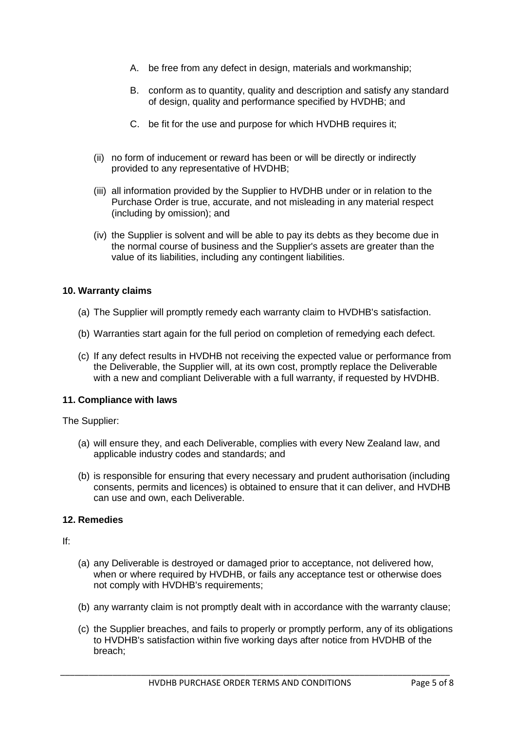A. be free from any defect in design, materials and workmanship;

   B. conform as to quantity, quality and description and satisfy any standard of design, quality and performance specified by HVDHB; and

   C. be fit for the use and purpose for which HVDHB requires it;

(ii) no form of inducement or reward has been or will be directly or indirectly provided to any representative of HVDHB;

(iii) all information provided by the Supplier to HVDHB under or in relation to the Purchase Order is true, accurate, and not misleading in any material respect (including by omission); and

(iv) the Supplier is solvent and will be able to pay its debts as they become due in the normal course of business and the Supplier's assets are greater than the value of its liabilities, including any contingent liabilities.

**10. Warranty claims**

(a) The Supplier will promptly remedy each warranty claim to HVDHB's satisfaction.

(b) Warranties start again for the full period on completion of remedying each defect.

(c) If any defect results in HVDHB not receiving the expected value or performance from the Deliverable, the Supplier will, at its own cost, promptly replace the Deliverable with a new and compliant Deliverable with a full warranty, if requested by HVDHB.

**11. Compliance with laws**

The Supplier:

(a) will ensure they, and each Deliverable, complies with every New Zealand law, and applicable industry codes and standards; and

(b) is responsible for ensuring that every necessary and prudent authorisation (including consents, permits and licences) is obtained to ensure that it can deliver, and HVDHB can use and own, each Deliverable.

**12. Remedies**

If:

(a) any Deliverable is destroyed or damaged prior to acceptance, not delivered how, when or where required by HVDHB, or fails any acceptance test or otherwise does not comply with HVDHB's requirements;

(b) any warranty claim is not promptly dealt with in accordance with the warranty clause;

(c) the Supplier breaches, and fails to properly or promptly perform, any of its obligations to HVDHB's satisfaction within five working days after notice from HVDHB of the breach;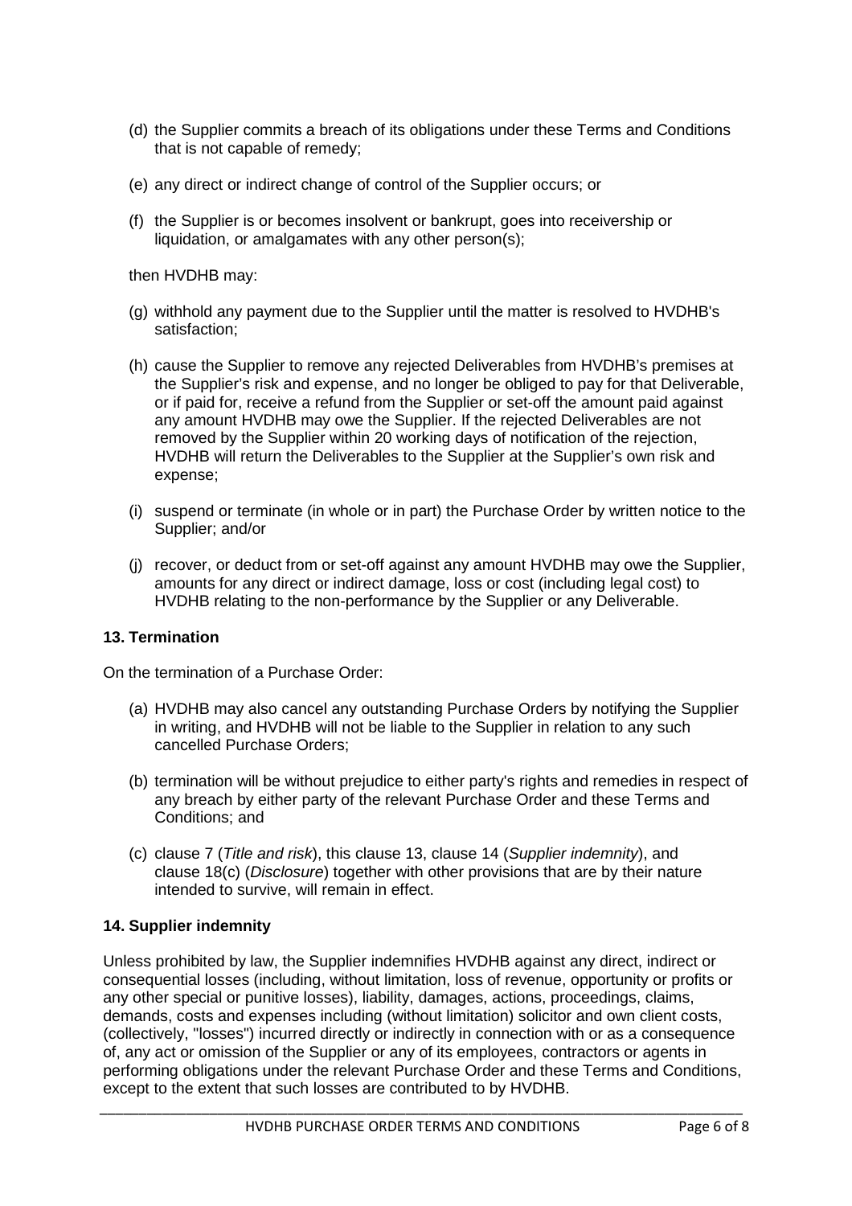(d) the Supplier commits a breach of its obligations under these Terms and Conditions that is not capable of remedy;

(e) any direct or indirect change of control of the Supplier occurs; or

(f) the Supplier is or becomes insolvent or bankrupt, goes into receivership or liquidation, or amalgamates with any other person(s);

then HVDHB may:

(g) withhold any payment due to the Supplier until the matter is resolved to HVDHB's satisfaction;

(h) cause the Supplier to remove any rejected Deliverables from HVDHB's premises at the Supplier's risk and expense, and no longer be obliged to pay for that Deliverable, or if paid for, receive a refund from the Supplier or set-off the amount paid against any amount HVDHB may owe the Supplier. If the rejected Deliverables are not removed by the Supplier within 20 working days of notification of the rejection, HVDHB will return the Deliverables to the Supplier at the Supplier's own risk and expense;

(i) suspend or terminate (in whole or in part) the Purchase Order by written notice to the Supplier; and/or

(j) recover, or deduct from or set-off against any amount HVDHB may owe the Supplier, amounts for any direct or indirect damage, loss or cost (including legal cost) to HVDHB relating to the non-performance by the Supplier or any Deliverable.

**13. Termination**

On the termination of a Purchase Order:

(a) HVDHB may also cancel any outstanding Purchase Orders by notifying the Supplier in writing, and HVDHB will not be liable to the Supplier in relation to any such cancelled Purchase Orders;

(b) termination will be without prejudice to either party's rights and remedies in respect of any breach by either party of the relevant Purchase Order and these Terms and Conditions; and

(c) clause 7 (*Title and risk*), this clause 13, clause 14 (*Supplier indemnity*), and clause 18(c) (*Disclosure*) together with other provisions that are by their nature intended to survive, will remain in effect.

**14. Supplier indemnity**

Unless prohibited by law, the Supplier indemnifies HVDHB against any direct, indirect or consequential losses (including, without limitation, loss of revenue, opportunity or profits or any other special or punitive losses), liability, damages, actions, proceedings, claims, demands, costs and expenses including (without limitation) solicitor and own client costs, (collectively, "losses") incurred directly or indirectly in connection with or as a consequence of, any act or omission of the Supplier or any of its employees, contractors or agents in performing obligations under the relevant Purchase Order and these Terms and Conditions, except to the extent that such losses are contributed to by HVDHB.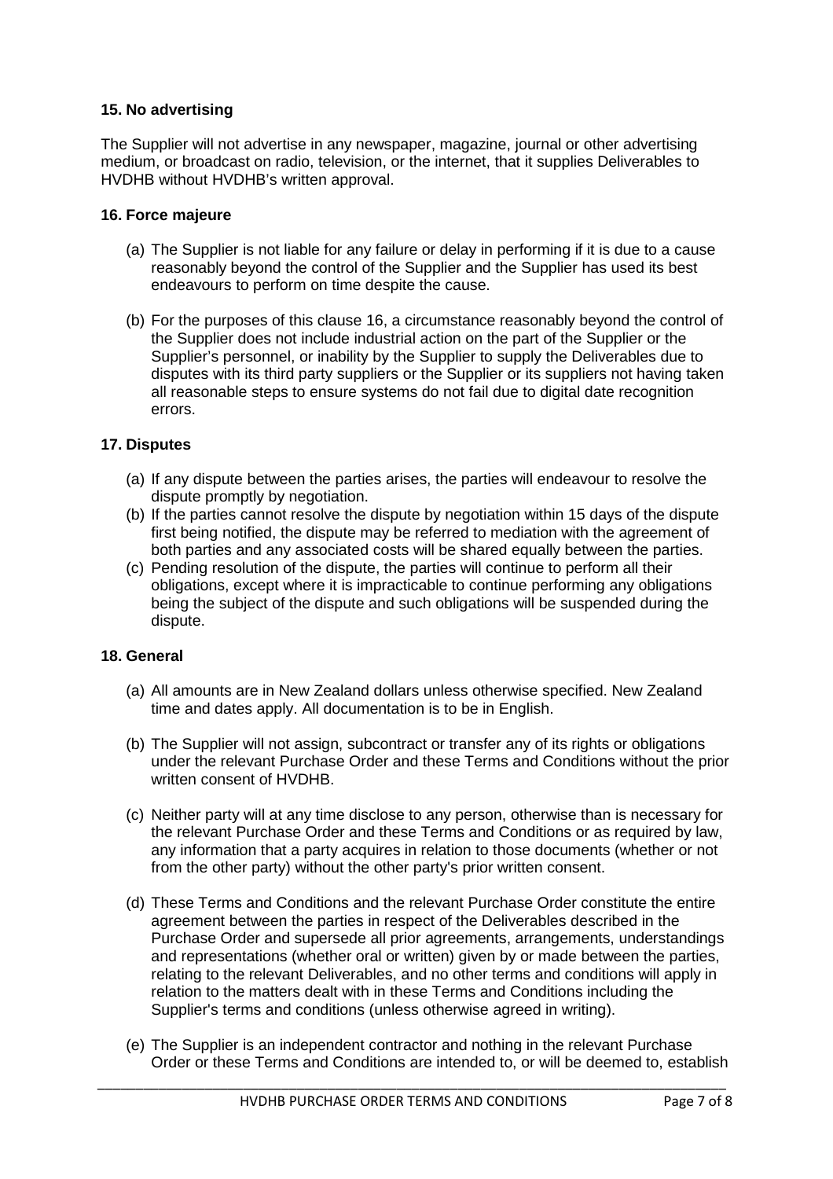**15. No advertising**

The Supplier will not advertise in any newspaper, magazine, journal or other advertising medium, or broadcast on radio, television, or the internet, that it supplies Deliverables to HVDHB without HVDHB's written approval.

**16. Force majeure**

(a) The Supplier is not liable for any failure or delay in performing if it is due to a cause reasonably beyond the control of the Supplier and the Supplier has used its best endeavours to perform on time despite the cause.

(b) For the purposes of this clause 16, a circumstance reasonably beyond the control of the Supplier does not include industrial action on the part of the Supplier or the Supplier's personnel, or inability by the Supplier to supply the Deliverables due to disputes with its third party suppliers or the Supplier or its suppliers not having taken all reasonable steps to ensure systems do not fail due to digital date recognition errors.

**17. Disputes**

(a) If any dispute between the parties arises, the parties will endeavour to resolve the dispute promptly by negotiation.

(b) If the parties cannot resolve the dispute by negotiation within 15 days of the dispute first being notified, the dispute may be referred to mediation with the agreement of both parties and any associated costs will be shared equally between the parties.

(c) Pending resolution of the dispute, the parties will continue to perform all their obligations, except where it is impracticable to continue performing any obligations being the subject of the dispute and such obligations will be suspended during the dispute.

**18. General**

(a) All amounts are in New Zealand dollars unless otherwise specified. New Zealand time and dates apply. All documentation is to be in English.

(b) The Supplier will not assign, subcontract or transfer any of its rights or obligations under the relevant Purchase Order and these Terms and Conditions without the prior written consent of HVDHB.

(c) Neither party will at any time disclose to any person, otherwise than is necessary for the relevant Purchase Order and these Terms and Conditions or as required by law, any information that a party acquires in relation to those documents (whether or not from the other party) without the other party's prior written consent.

(d) These Terms and Conditions and the relevant Purchase Order constitute the entire agreement between the parties in respect of the Deliverables described in the Purchase Order and supersede all prior agreements, arrangements, understandings and representations (whether oral or written) given by or made between the parties, relating to the relevant Deliverables, and no other terms and conditions will apply in relation to the matters dealt with in these Terms and Conditions including the Supplier's terms and conditions (unless otherwise agreed in writing).

(e) The Supplier is an independent contractor and nothing in the relevant Purchase Order or these Terms and Conditions are intended to, or will be deemed to, establish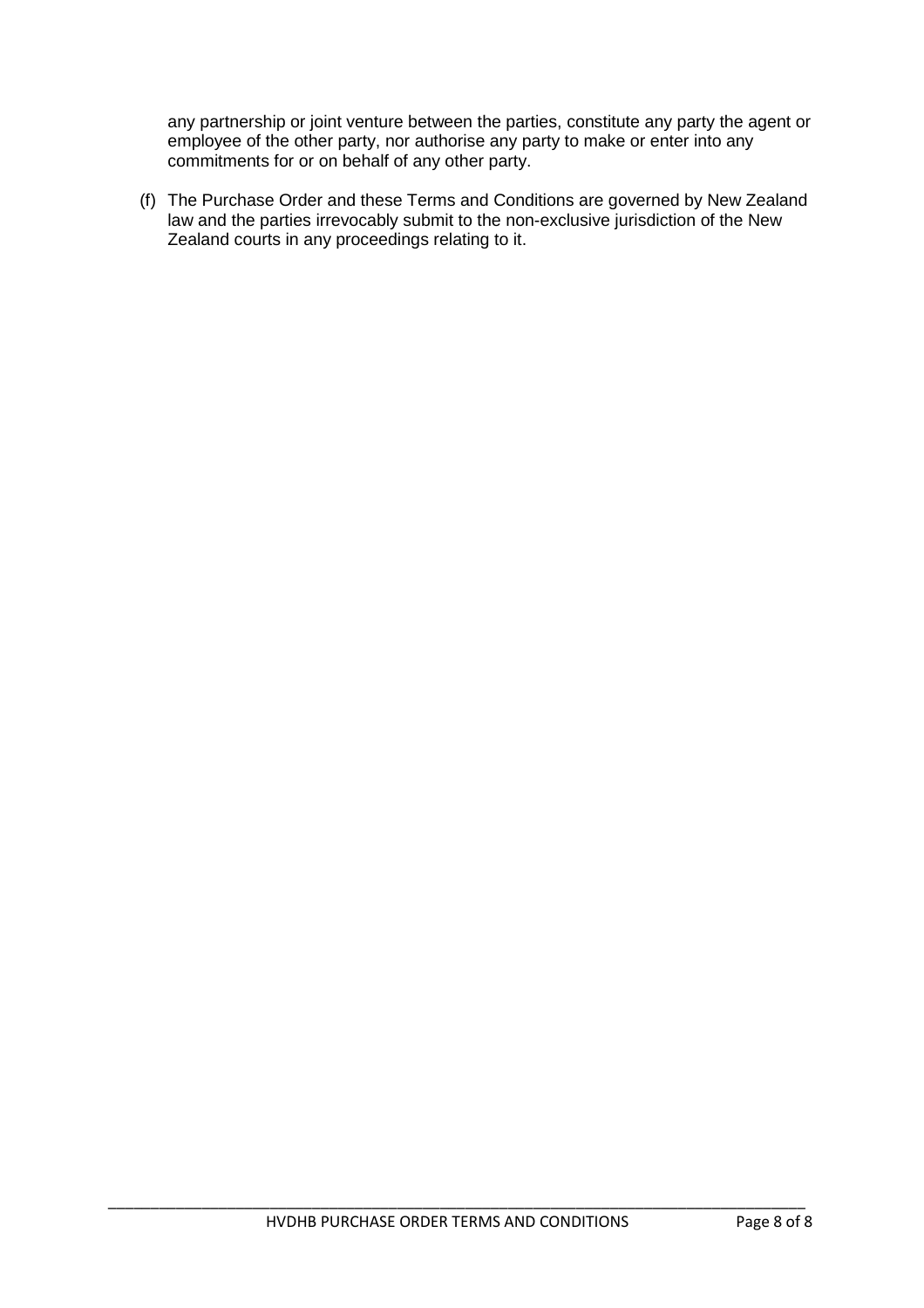any partnership or joint venture between the parties, constitute any party the agent or employee of the other party, nor authorise any party to make or enter into any commitments for or on behalf of any other party.

(f) The Purchase Order and these Terms and Conditions are governed by New Zealand law and the parties irrevocably submit to the non-exclusive jurisdiction of the New Zealand courts in any proceedings relating to it.